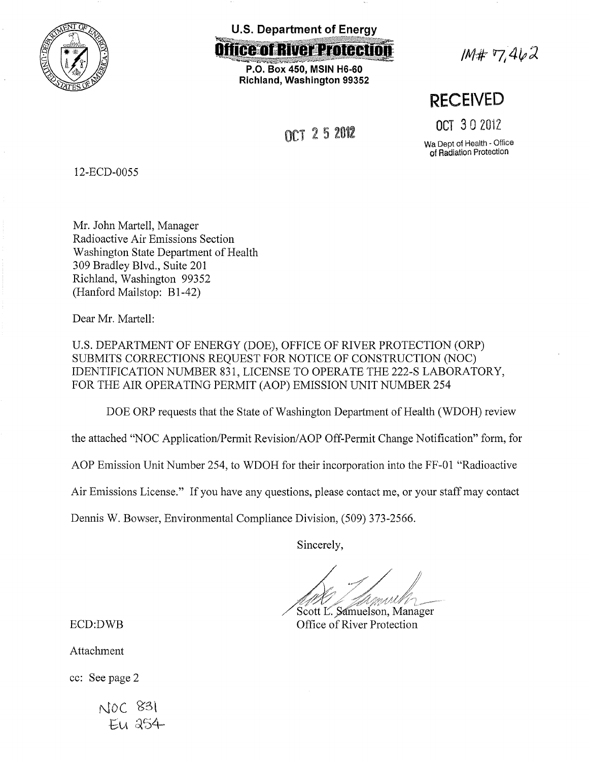**U.S. Department of Energy**

**Office of River Protection**

**P.O. Box 450, MSIN H6-60**
**Richland, Washington 99352**

IM# 7,462

**RECEIVED**

OCT 30 2012

Wa Dept of Health - Office of Radiation Protection

OCT 25 2012

12-ECD-0055

Mr. John Martell, Manager
Radioactive Air Emissions Section
Washington State Department of Health
309 Bradley Blvd., Suite 201
Richland, Washington 99352
(Hanford Mailstop: B1-42)

Dear Mr. Martell:

U.S. DEPARTMENT OF ENERGY (DOE), OFFICE OF RIVER PROTECTION (ORP) SUBMITS CORRECTIONS REQUEST FOR NOTICE OF CONSTRUCTION (NOC) IDENTIFICATION NUMBER 831, LICENSE TO OPERATE THE 222-S LABORATORY, FOR THE AIR OPERATING PERMIT (AOP) EMISSION UNIT NUMBER 254

DOE ORP requests that the State of Washington Department of Health (WDOH) review the attached "NOC Application/Permit Revision/AOP Off-Permit Change Notification" form, for AOP Emission Unit Number 254, to WDOH for their incorporation into the FF-01 "Radioactive Air Emissions License." If you have any questions, please contact me, or your staff may contact Dennis W. Bowser, Environmental Compliance Division, (509) 373-2566.

Sincerely,

Scott L. Samuelson, Manager
Office of River Protection

ECD:DWB

Attachment

cc: See page 2

NOC 831
EU 254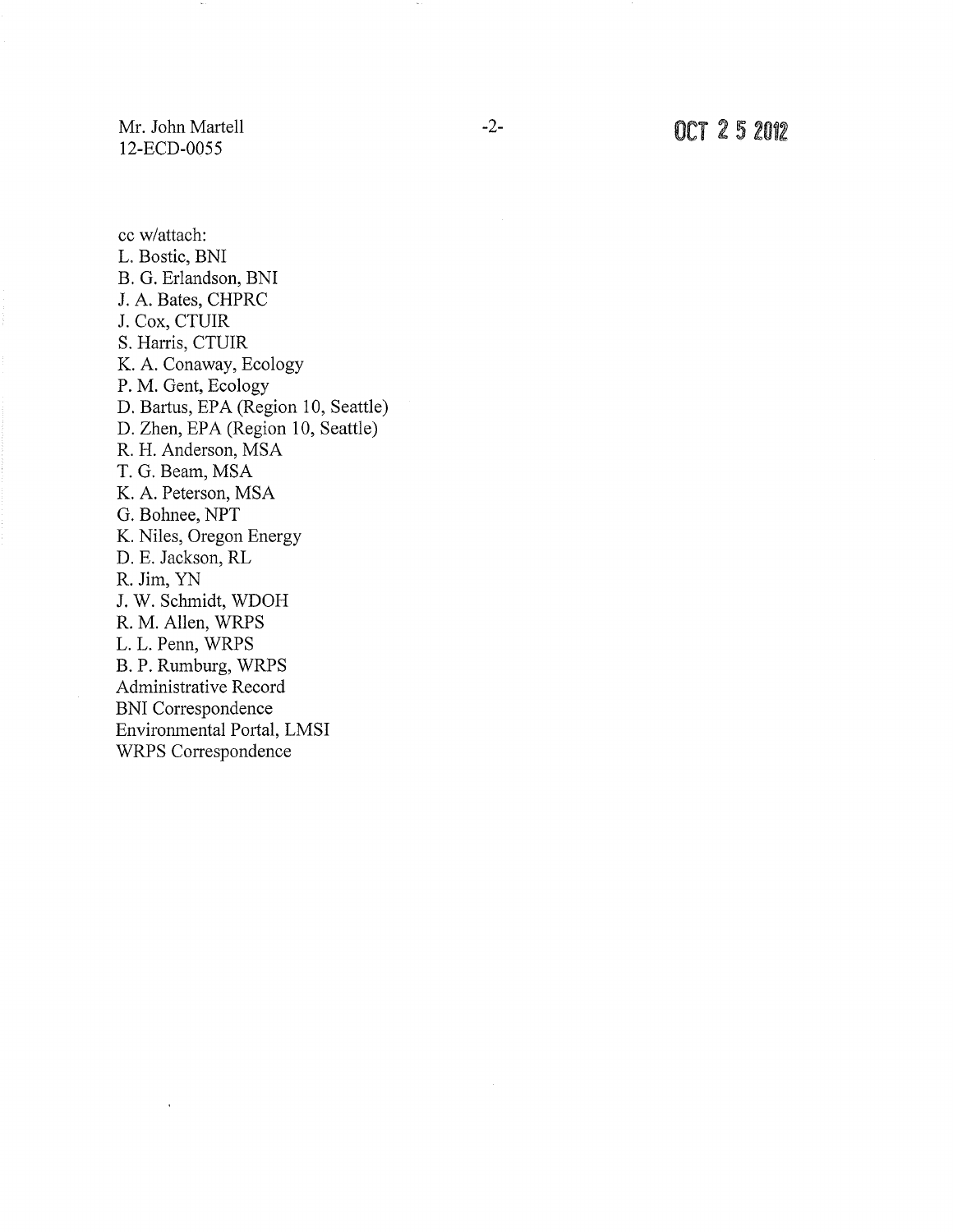cc w/attach:
L. Bostic, BNI
B. G. Erlandson, BNI
J. A. Bates, CHPRC
J. Cox, CTUIR
S. Harris, CTUIR
K. A. Conaway, Ecology
P. M. Gent, Ecology
D. Bartus, EPA (Region 10, Seattle)
D. Zhen, EPA (Region 10, Seattle)
R. H. Anderson, MSA
T. G. Beam, MSA
K. A. Peterson, MSA
G. Bohnee, NPT
K. Niles, Oregon Energy
D. E. Jackson, RL
R. Jim, YN
J. W. Schmidt, WDOH
R. M. Allen, WRPS
L. L. Penn, WRPS
B. P. Rumburg, WRPS
Administrative Record
BNI Correspondence
Environmental Portal, LMSI
WRPS Correspondence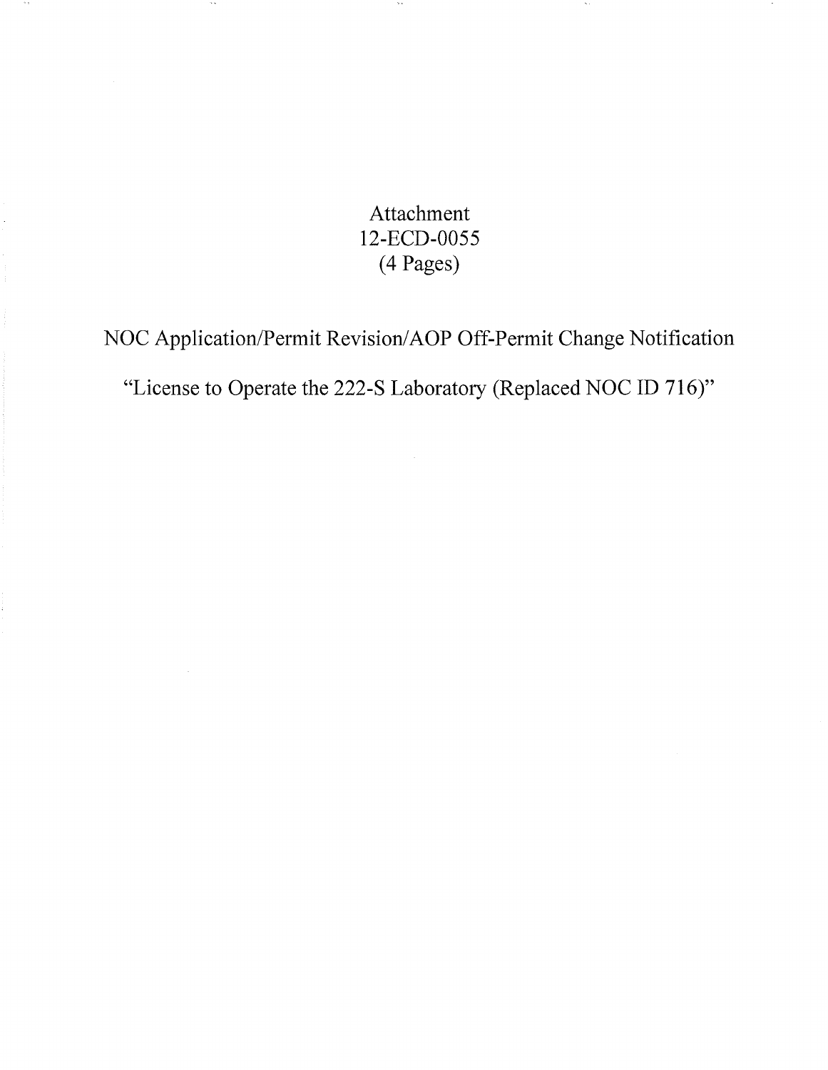Attachment
12-ECD-0055
(4 Pages)

NOC Application/Permit Revision/AOP Off-Permit Change Notification

"License to Operate the 222-S Laboratory (Replaced NOC ID 716)"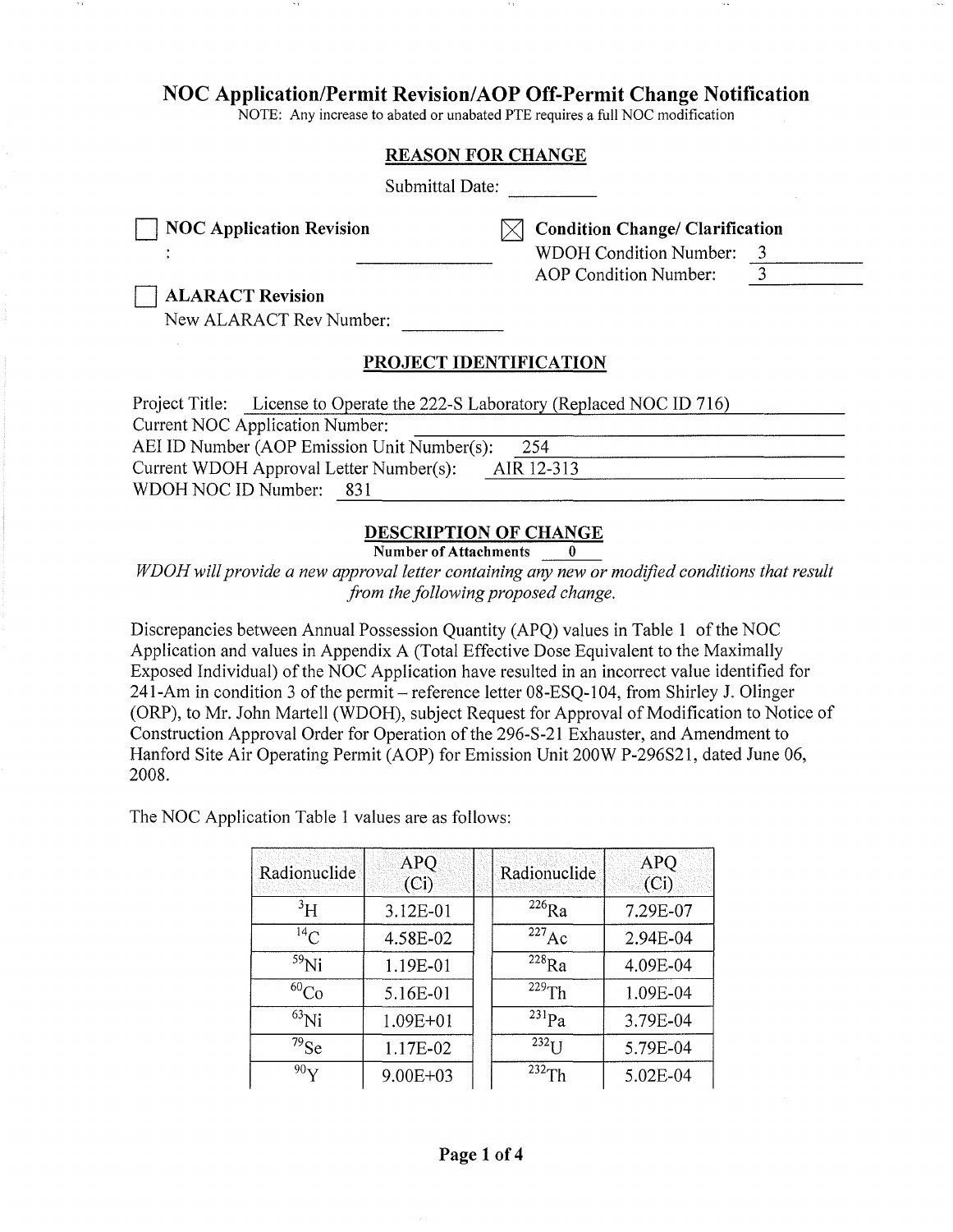# NOC Application/Permit Revision/AOP Off-Permit Change Notification

NOTE: Any increase to abated or unabated PTE requires a full NOC modification

## REASON FOR CHANGE

Submittal Date: ________

☐ **NOC Application Revision**

: ______________

☒ **Condition Change/ Clarification**

WDOH Condition Number: 3

AOP Condition Number: 3

☐ **ALARACT Revision**

New ALARACT Rev Number: ________

## PROJECT IDENTIFICATION

Project Title: License to Operate the 222-S Laboratory (Replaced NOC ID 716)

Current NOC Application Number:

AEI ID Number (AOP Emission Unit Number(s): 254

Current WDOH Approval Letter Number(s): AIR 12-313

WDOH NOC ID Number: 831

## DESCRIPTION OF CHANGE

**Number of Attachments 0**

*WDOH will provide a new approval letter containing any new or modified conditions that result from the following proposed change.*

Discrepancies between Annual Possession Quantity (APQ) values in Table 1 of the NOC Application and values in Appendix A (Total Effective Dose Equivalent to the Maximally Exposed Individual) of the NOC Application have resulted in an incorrect value identified for 241-Am in condition 3 of the permit – reference letter 08-ESQ-104, from Shirley J. Olinger (ORP), to Mr. John Martell (WDOH), subject Request for Approval of Modification to Notice of Construction Approval Order for Operation of the 296-S-21 Exhauster, and Amendment to Hanford Site Air Operating Permit (AOP) for Emission Unit 200W P-296S21, dated June 06, 2008.

The NOC Application Table 1 values are as follows:

| Radionuclide | APQ (Ci) | Radionuclide | APQ (Ci) |
|---|---|---|---|
| $^{3}H$ | 3.12E-01 | $^{226}Ra$ | 7.29E-07 |
| $^{14}C$ | 4.58E-02 | $^{227}Ac$ | 2.94E-04 |
| $^{59}Ni$ | 1.19E-01 | $^{228}Ra$ | 4.09E-04 |
| $^{60}Co$ | 5.16E-01 | $^{229}Th$ | 1.09E-04 |
| $^{63}Ni$ | 1.09E+01 | $^{231}Pa$ | 3.79E-04 |
| $^{79}Se$ | 1.17E-02 | $^{232}U$ | 5.79E-04 |
| $^{90}Y$ | 9.00E+03 | $^{232}Th$ | 5.02E-04 |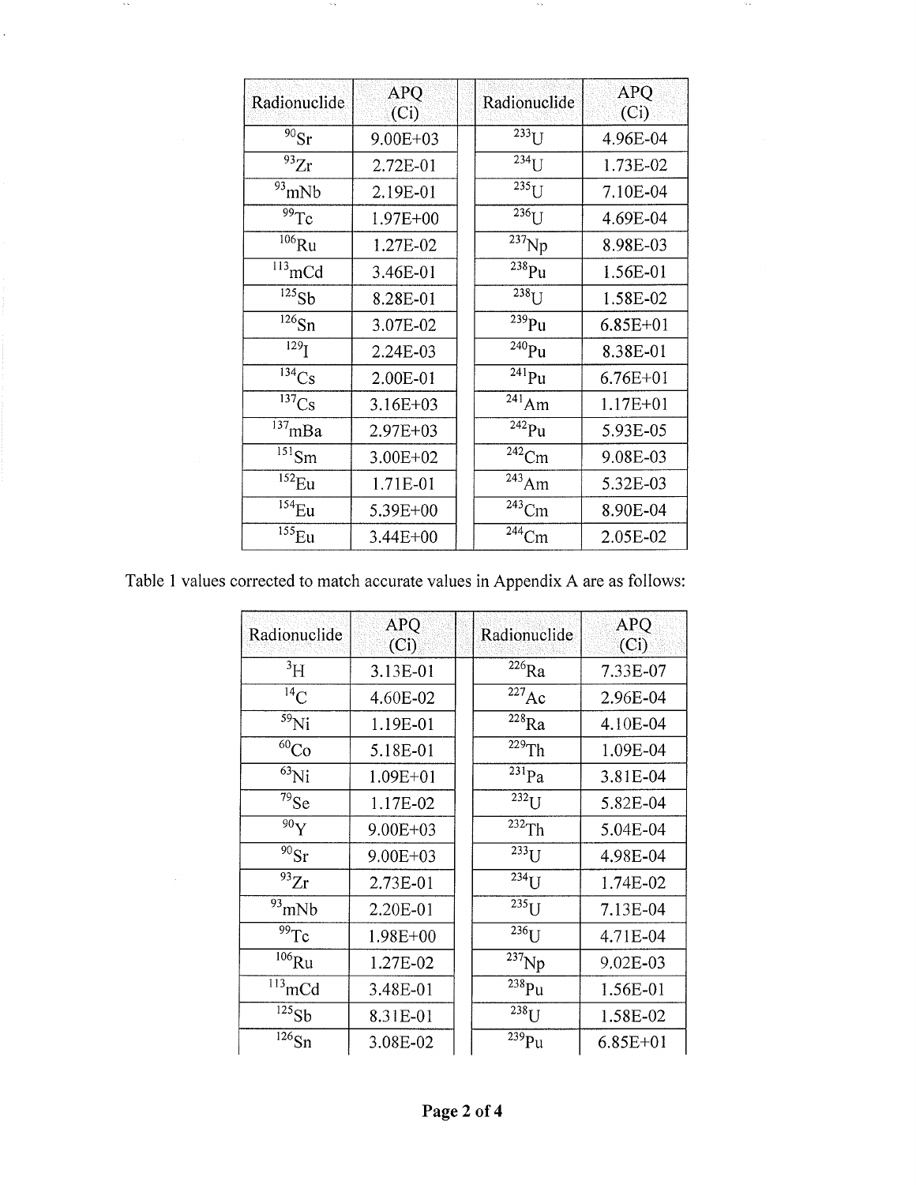| Radionuclide | APQ (Ci) | | Radionuclide | APQ (Ci) |
|---|---|---|---|---|
| $^{90}$Sr | 9.00E+03 | | $^{233}$U | 4.96E-04 |
| $^{93}$Zr | 2.72E-01 | | $^{234}$U | 1.73E-02 |
| $^{93}$mNb | 2.19E-01 | | $^{235}$U | 7.10E-04 |
| $^{99}$Tc | 1.97E+00 | | $^{236}$U | 4.69E-04 |
| $^{106}$Ru | 1.27E-02 | | $^{237}$Np | 8.98E-03 |
| $^{113}$mCd | 3.46E-01 | | $^{238}$Pu | 1.56E-01 |
| $^{125}$Sb | 8.28E-01 | | $^{238}$U | 1.58E-02 |
| $^{126}$Sn | 3.07E-02 | | $^{239}$Pu | 6.85E+01 |
| $^{129}$I | 2.24E-03 | | $^{240}$Pu | 8.38E-01 |
| $^{134}$Cs | 2.00E-01 | | $^{241}$Pu | 6.76E+01 |
| $^{137}$Cs | 3.16E+03 | | $^{241}$Am | 1.17E+01 |
| $^{137}$mBa | 2.97E+03 | | $^{242}$Pu | 5.93E-05 |
| $^{151}$Sm | 3.00E+02 | | $^{242}$Cm | 9.08E-03 |
| $^{152}$Eu | 1.71E-01 | | $^{243}$Am | 5.32E-03 |
| $^{154}$Eu | 5.39E+00 | | $^{243}$Cm | 8.90E-04 |
| $^{155}$Eu | 3.44E+00 | | $^{244}$Cm | 2.05E-02 |

Table 1 values corrected to match accurate values in Appendix A are as follows:

| Radionuclide | APQ (Ci) | | Radionuclide | APQ (Ci) |
|---|---|---|---|---|
| $^{3}$H | 3.13E-01 | | $^{226}$Ra | 7.33E-07 |
| $^{14}$C | 4.60E-02 | | $^{227}$Ac | 2.96E-04 |
| $^{59}$Ni | 1.19E-01 | | $^{228}$Ra | 4.10E-04 |
| $^{60}$Co | 5.18E-01 | | $^{229}$Th | 1.09E-04 |
| $^{63}$Ni | 1.09E+01 | | $^{231}$Pa | 3.81E-04 |
| $^{79}$Se | 1.17E-02 | | $^{232}$U | 5.82E-04 |
| $^{90}$Y | 9.00E+03 | | $^{232}$Th | 5.04E-04 |
| $^{90}$Sr | 9.00E+03 | | $^{233}$U | 4.98E-04 |
| $^{93}$Zr | 2.73E-01 | | $^{234}$U | 1.74E-02 |
| $^{93}$mNb | 2.20E-01 | | $^{235}$U | 7.13E-04 |
| $^{99}$Tc | 1.98E+00 | | $^{236}$U | 4.71E-04 |
| $^{106}$Ru | 1.27E-02 | | $^{237}$Np | 9.02E-03 |
| $^{113}$mCd | 3.48E-01 | | $^{238}$Pu | 1.56E-01 |
| $^{125}$Sb | 8.31E-01 | | $^{238}$U | 1.58E-02 |
| $^{126}$Sn | 3.08E-02 | | $^{239}$Pu | 6.85E+01 |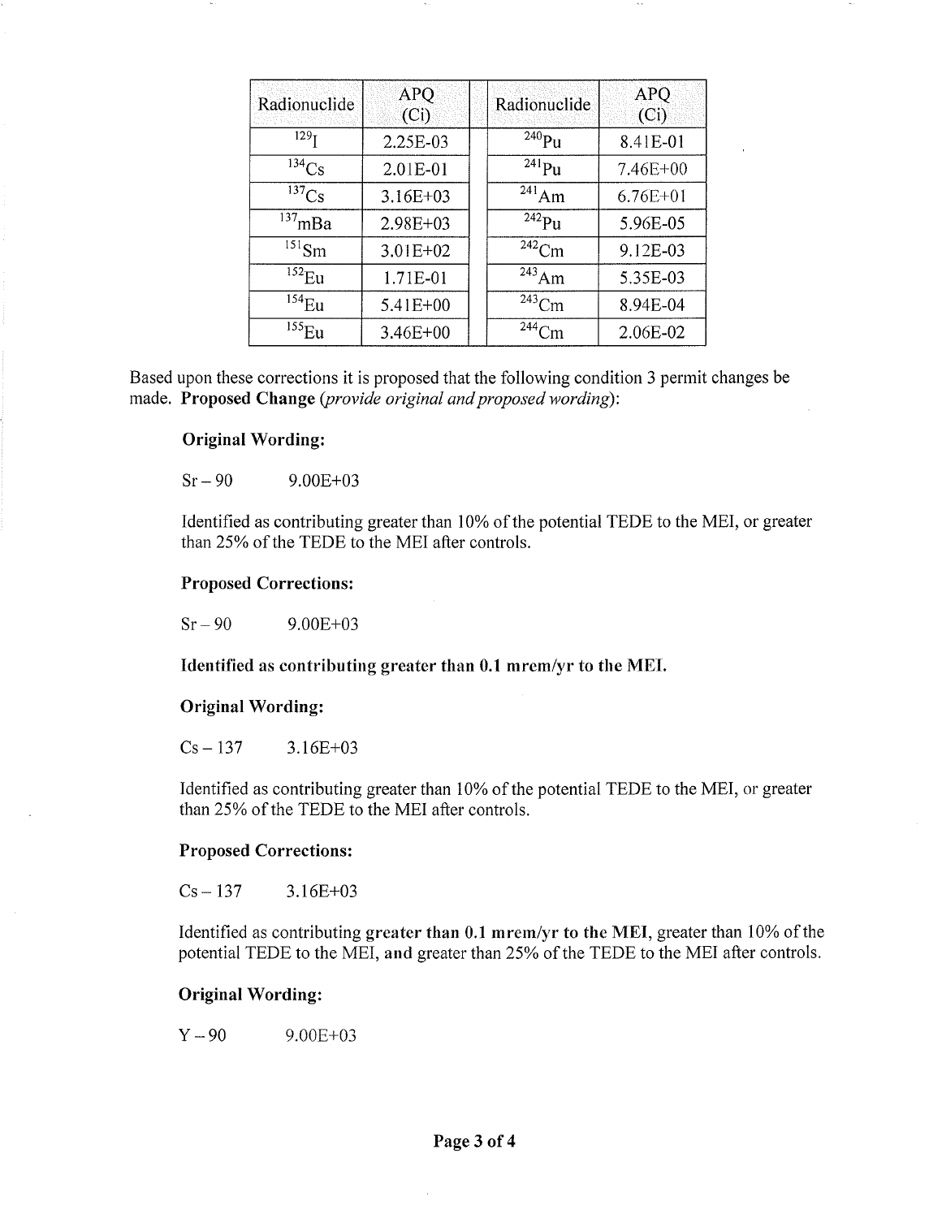| Radionuclide | APQ (Ci) | Radionuclide | APQ (Ci) |
|---|---|---|---|
| $^{129}I$ | 2.25E-03 | $^{240}Pu$ | 8.41E-01 |
| $^{134}Cs$ | 2.01E-01 | $^{241}Pu$ | 7.46E+00 |
| $^{137}Cs$ | 3.16E+03 | $^{241}Am$ | 6.76E+01 |
| $^{137}mBa$ | 2.98E+03 | $^{242}Pu$ | 5.96E-05 |
| $^{151}Sm$ | 3.01E+02 | $^{242}Cm$ | 9.12E-03 |
| $^{152}Eu$ | 1.71E-01 | $^{243}Am$ | 5.35E-03 |
| $^{154}Eu$ | 5.41E+00 | $^{243}Cm$ | 8.94E-04 |
| $^{155}Eu$ | 3.46E+00 | $^{244}Cm$ | 2.06E-02 |

Based upon these corrections it is proposed that the following condition 3 permit changes be made. **Proposed Change** *(provide original and proposed wording)*:

**Original Wording:**

Sr – 90 9.00E+03

Identified as contributing greater than 10% of the potential TEDE to the MEI, or greater than 25% of the TEDE to the MEI after controls.

**Proposed Corrections:**

Sr – 90 9.00E+03

**Identified as contributing greater than 0.1 mrem/yr to the MEI.**

**Original Wording:**

Cs – 137 3.16E+03

Identified as contributing greater than 10% of the potential TEDE to the MEI, or greater than 25% of the TEDE to the MEI after controls.

**Proposed Corrections:**

Cs – 137 3.16E+03

Identified as contributing **greater than 0.1 mrem/yr to the MEI**, greater than 10% of the potential TEDE to the MEI, **and** greater than 25% of the TEDE to the MEI after controls.

**Original Wording:**

Y – 90 9.00E+03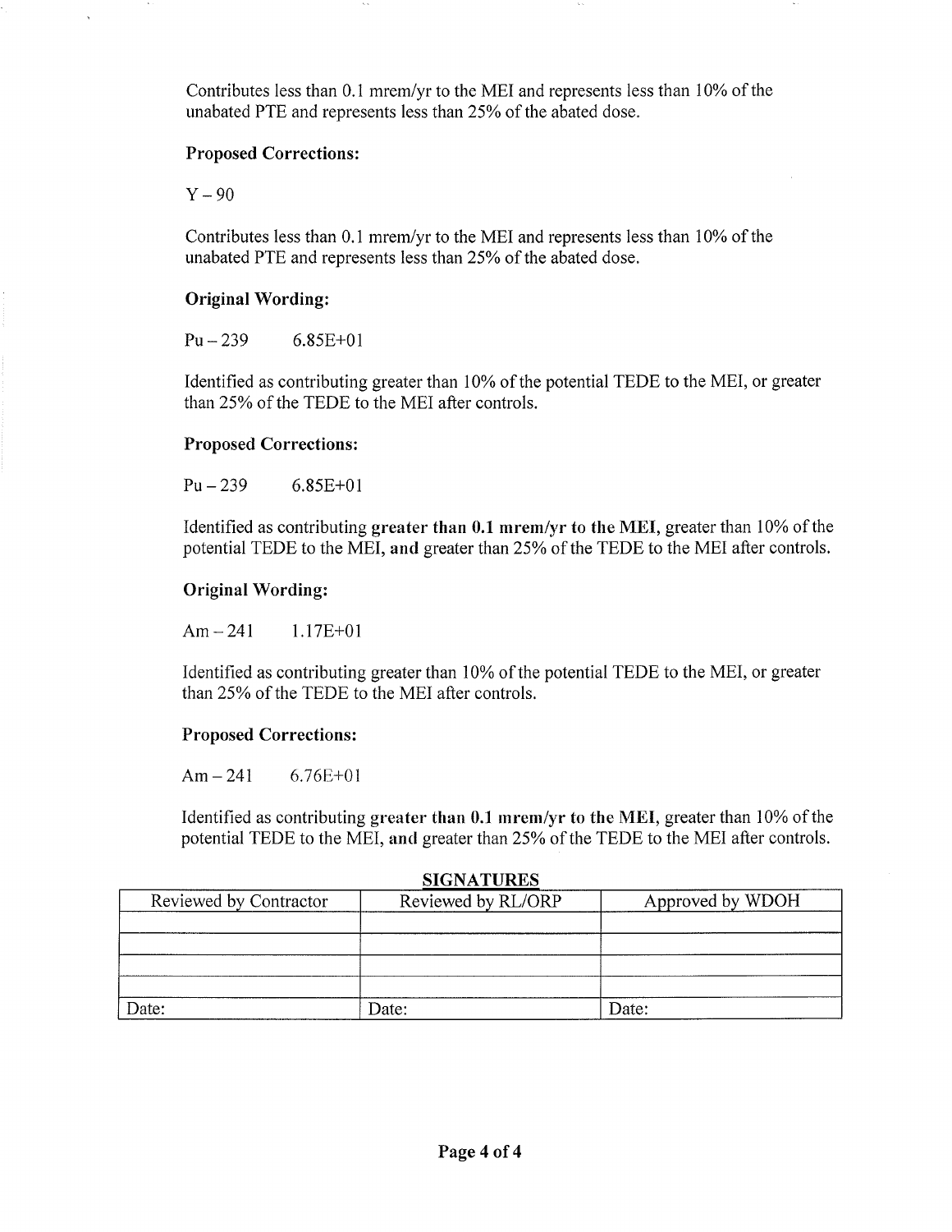Contributes less than 0.1 mrem/yr to the MEI and represents less than 10% of the unabated PTE and represents less than 25% of the abated dose.

**Proposed Corrections:**

Y – 90

Contributes less than 0.1 mrem/yr to the MEI and represents less than 10% of the unabated PTE and represents less than 25% of the abated dose.

**Original Wording:**

Pu – 239 6.85E+01

Identified as contributing greater than 10% of the potential TEDE to the MEI, or greater than 25% of the TEDE to the MEI after controls.

**Proposed Corrections:**

Pu – 239 6.85E+01

Identified as contributing **greater than 0.1 mrem/yr to the MEI**, greater than 10% of the potential TEDE to the MEI, **and** greater than 25% of the TEDE to the MEI after controls.

**Original Wording:**

Am – 241 1.17E+01

Identified as contributing greater than 10% of the potential TEDE to the MEI, or greater than 25% of the TEDE to the MEI after controls.

**Proposed Corrections:**

Am – 241 6.76E+01

Identified as contributing **greater than 0.1 mrem/yr to the MEI**, greater than 10% of the potential TEDE to the MEI, **and** greater than 25% of the TEDE to the MEI after controls.

**SIGNATURES**

| Reviewed by Contractor | Reviewed by RL/ORP | Approved by WDOH |
|---|---|---|
| | | |
| | | |
| | | |
| Date: | Date: | Date: |